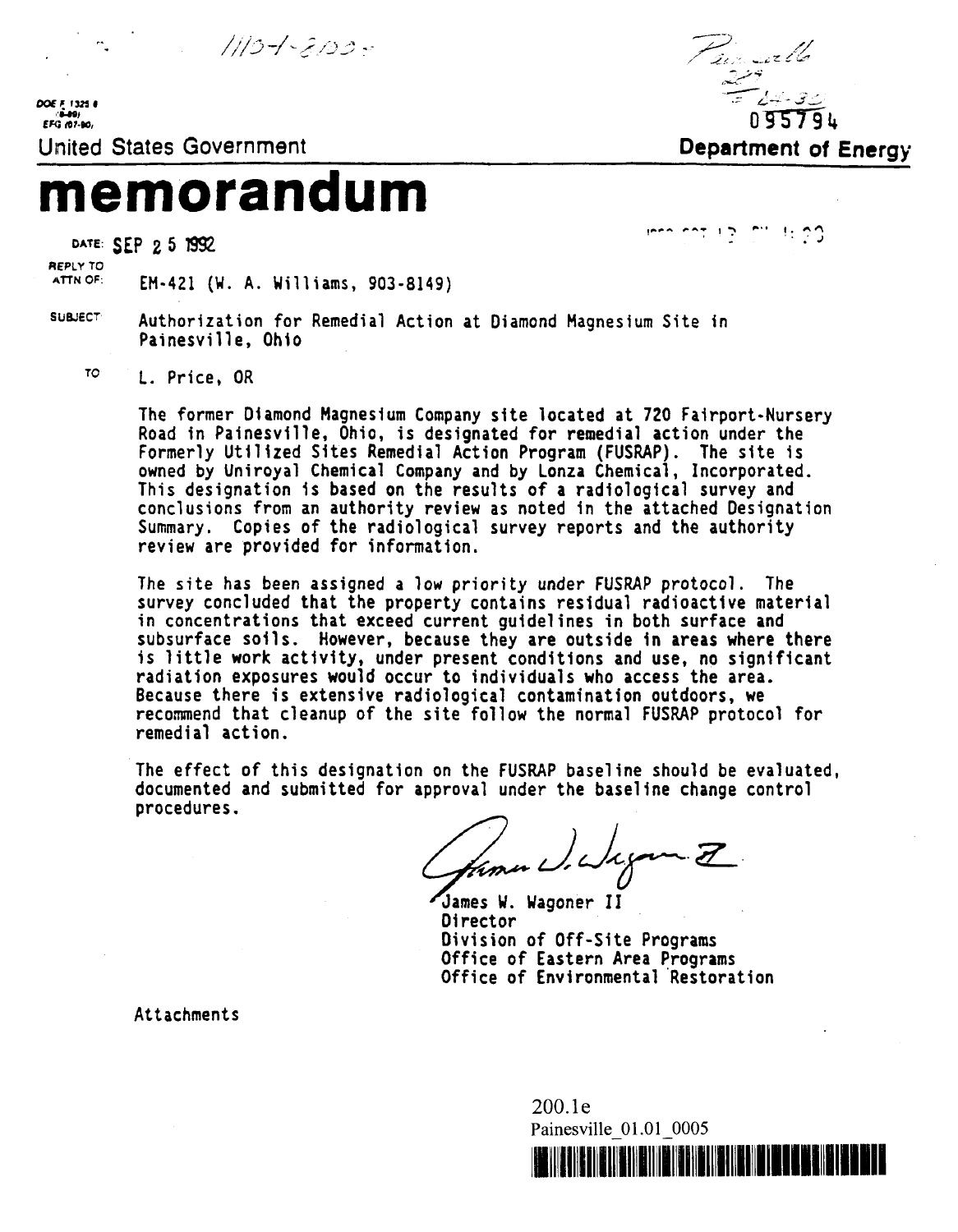DOE F 1325.8
(8-89)
EFG (07-90)

0957​94

United States Government | **Department of Energy**

# memorandum

DATE: SEP 2 5 1992

REPLY TO ATTN OF: EM-421 (W. A. Williams, 903-8149)

SUBJECT: Authorization for Remedial Action at Diamond Magnesium Site in Painesville, Ohio

TO: L. Price, OR

The former Diamond Magnesium Company site located at 720 Fairport-Nursery Road in Painesville, Ohio, is designated for remedial action under the Formerly Utilized Sites Remedial Action Program (FUSRAP). The site is owned by Uniroyal Chemical Company and by Lonza Chemical, Incorporated. This designation is based on the results of a radiological survey and conclusions from an authority review as noted in the attached Designation Summary. Copies of the radiological survey reports and the authority review are provided for information.

The site has been assigned a low priority under FUSRAP protocol. The survey concluded that the property contains residual radioactive material in concentrations that exceed current guidelines in both surface and subsurface soils. However, because they are outside in areas where there is little work activity, under present conditions and use, no significant radiation exposures would occur to individuals who access the area. Because there is extensive radiological contamination outdoors, we recommend that cleanup of the site follow the normal FUSRAP protocol for remedial action.

The effect of this designation on the FUSRAP baseline should be evaluated, documented and submitted for approval under the baseline change control procedures.

James W. Wagoner II
Director
Division of Off-Site Programs
Office of Eastern Area Programs
Office of Environmental Restoration

Attachments

200.1e
Painesville_01.01_0005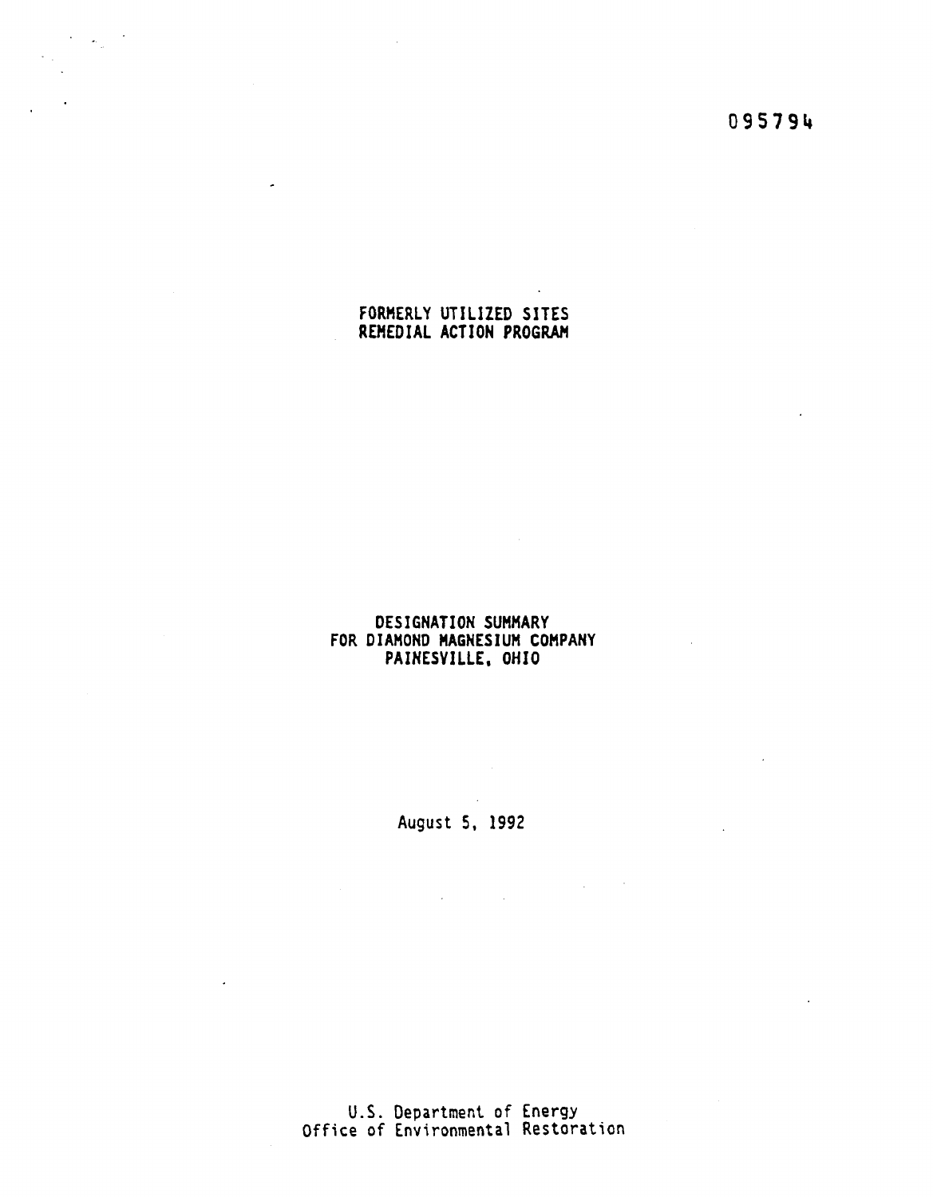095794

# FORMERLY UTILIZED SITES REMEDIAL ACTION PROGRAM

## DESIGNATION SUMMARY FOR DIAMOND MAGNESIUM COMPANY PAINESVILLE, OHIO

August 5, 1992

U.S. Department of Energy
Office of Environmental Restoration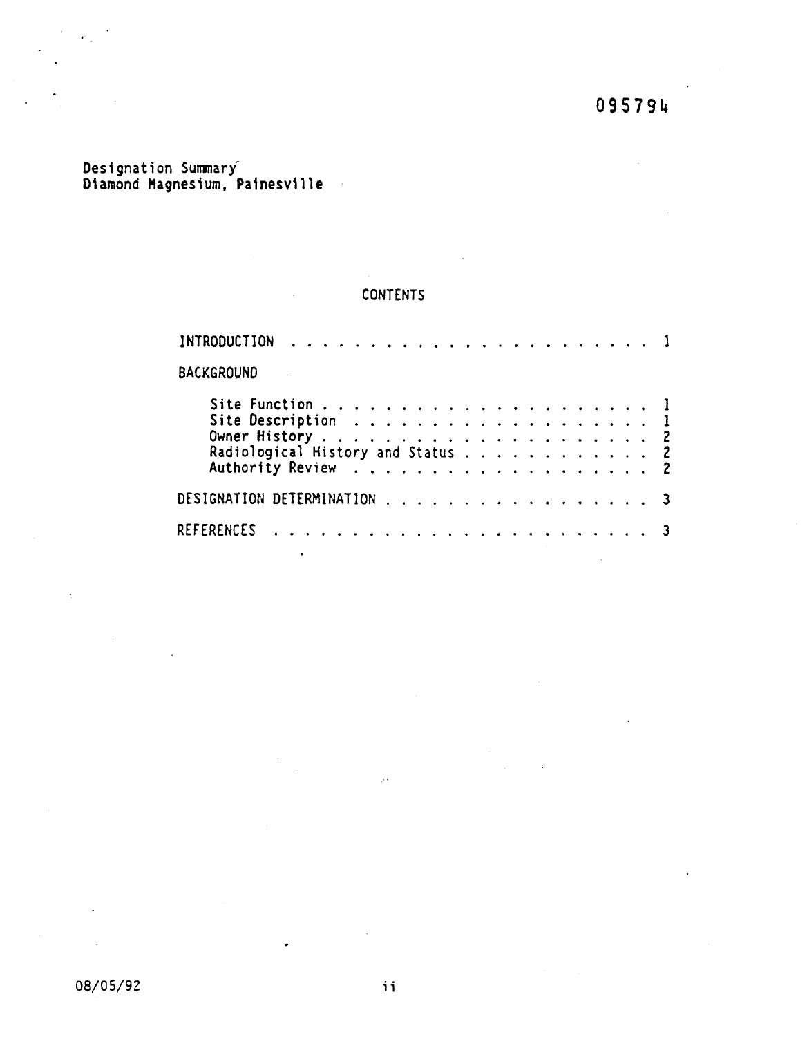095794

Designation Summary
Diamond Magnesium, Painesville

## CONTENTS

INTRODUCTION . . . . . . . . . . . . . . . . . . . . . . . . 1

BACKGROUND

- Site Function . . . . . . . . . . . . . . . . . . . . . . . 1
- Site Description . . . . . . . . . . . . . . . . . . . . . 1
- Owner History . . . . . . . . . . . . . . . . . . . . . . . 2
- Radiological History and Status . . . . . . . . . . . . . 2
- Authority Review . . . . . . . . . . . . . . . . . . . . . 2

DESIGNATION DETERMINATION . . . . . . . . . . . . . . . . . . 3

REFERENCES . . . . . . . . . . . . . . . . . . . . . . . . . 3

08/05/92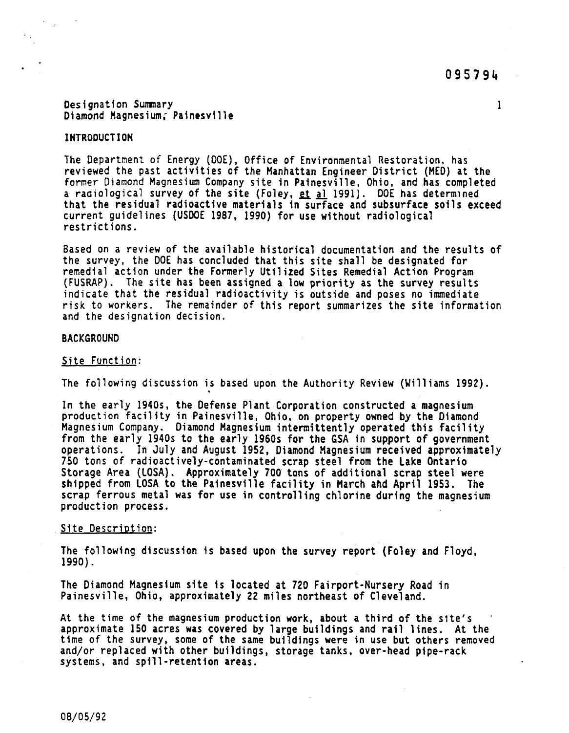Designation Summary
Diamond Magnesium, Painesville

## INTRODUCTION

The Department of Energy (DOE), Office of Environmental Restoration, has reviewed the past activities of the Manhattan Engineer District (MED) at the former Diamond Magnesium Company site in Painesville, Ohio, and has completed a radiological survey of the site (Foley, et al 1991). DOE has determined that the residual radioactive materials in surface and subsurface soils exceed current guidelines (USDOE 1987, 1990) for use without radiological restrictions.

Based on a review of the available historical documentation and the results of the survey, the DOE has concluded that this site shall be designated for remedial action under the Formerly Utilized Sites Remedial Action Program (FUSRAP). The site has been assigned a low priority as the survey results indicate that the residual radioactivity is outside and poses no immediate risk to workers. The remainder of this report summarizes the site information and the designation decision.

## BACKGROUND

### Site Function:

The following discussion is based upon the Authority Review (Williams 1992).

In the early 1940s, the Defense Plant Corporation constructed a magnesium production facility in Painesville, Ohio, on property owned by the Diamond Magnesium Company. Diamond Magnesium intermittently operated this facility from the early 1940s to the early 1960s for the GSA in support of government operations. In July and August 1952, Diamond Magnesium received approximately 750 tons of radioactively-contaminated scrap steel from the Lake Ontario Storage Area (LOSA). Approximately 700 tons of additional scrap steel were shipped from LOSA to the Painesville facility in March and April 1953. The scrap ferrous metal was for use in controlling chlorine during the magnesium production process.

### Site Description:

The following discussion is based upon the survey report (Foley and Floyd, 1990).

The Diamond Magnesium site is located at 720 Fairport-Nursery Road in Painesville, Ohio, approximately 22 miles northeast of Cleveland.

At the time of the magnesium production work, about a third of the site's approximate 150 acres was covered by large buildings and rail lines. At the time of the survey, some of the same buildings were in use but others removed and/or replaced with other buildings, storage tanks, over-head pipe-rack systems, and spill-retention areas.

08/05/92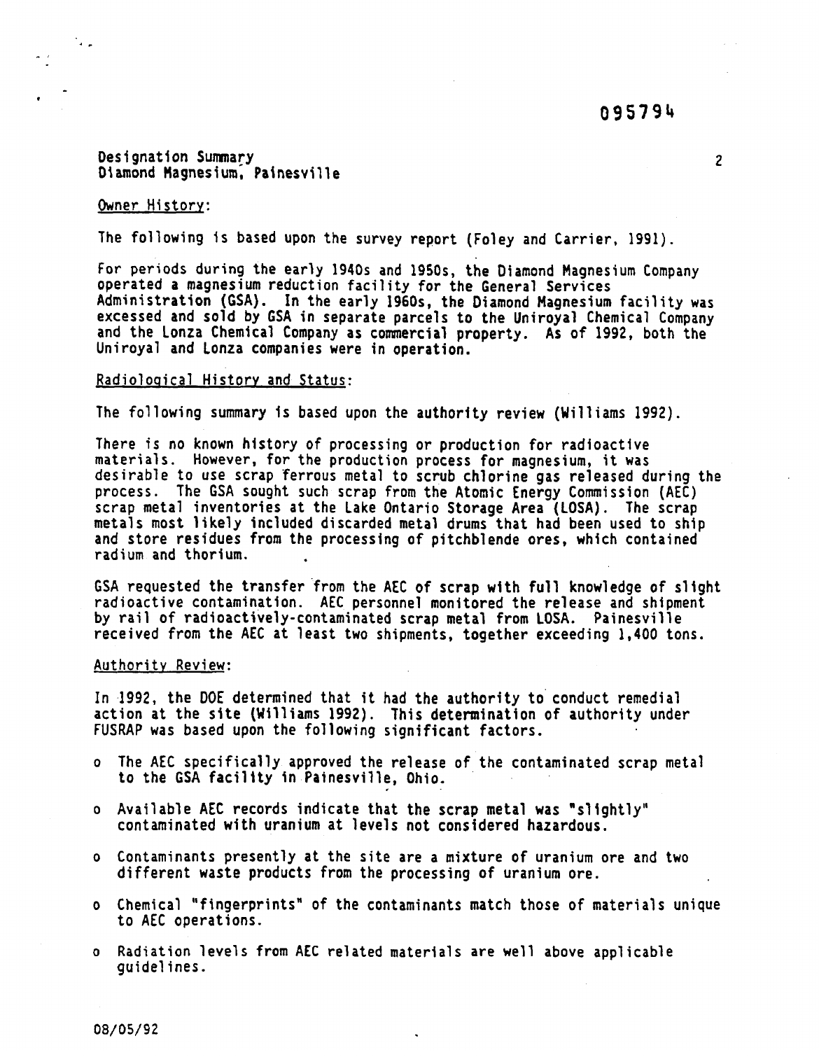095794

Designation Summary
Diamond Magnesium, Painesville

Owner History:

The following is based upon the survey report (Foley and Carrier, 1991).

For periods during the early 1940s and 1950s, the Diamond Magnesium Company operated a magnesium reduction facility for the General Services Administration (GSA). In the early 1960s, the Diamond Magnesium facility was excessed and sold by GSA in separate parcels to the Uniroyal Chemical Company and the Lonza Chemical Company as commercial property. As of 1992, both the Uniroyal and Lonza companies were in operation.

Radiological History and Status:

The following summary is based upon the authority review (Williams 1992).

There is no known history of processing or production for radioactive materials. However, for the production process for magnesium, it was desirable to use scrap ferrous metal to scrub chlorine gas released during the process. The GSA sought such scrap from the Atomic Energy Commission (AEC) scrap metal inventories at the Lake Ontario Storage Area (LOSA). The scrap metals most likely included discarded metal drums that had been used to ship and store residues from the processing of pitchblende ores, which contained radium and thorium.

GSA requested the transfer from the AEC of scrap with full knowledge of slight radioactive contamination. AEC personnel monitored the release and shipment by rail of radioactively-contaminated scrap metal from LOSA. Painesville received from the AEC at least two shipments, together exceeding 1,400 tons.

Authority Review:

In 1992, the DOE determined that it had the authority to conduct remedial action at the site (Williams 1992). This determination of authority under FUSRAP was based upon the following significant factors.

- The AEC specifically approved the release of the contaminated scrap metal to the GSA facility in Painesville, Ohio.
- Available AEC records indicate that the scrap metal was "slightly" contaminated with uranium at levels not considered hazardous.
- Contaminants presently at the site are a mixture of uranium ore and two different waste products from the processing of uranium ore.
- Chemical "fingerprints" of the contaminants match those of materials unique to AEC operations.
- Radiation levels from AEC related materials are well above applicable guidelines.

08/05/92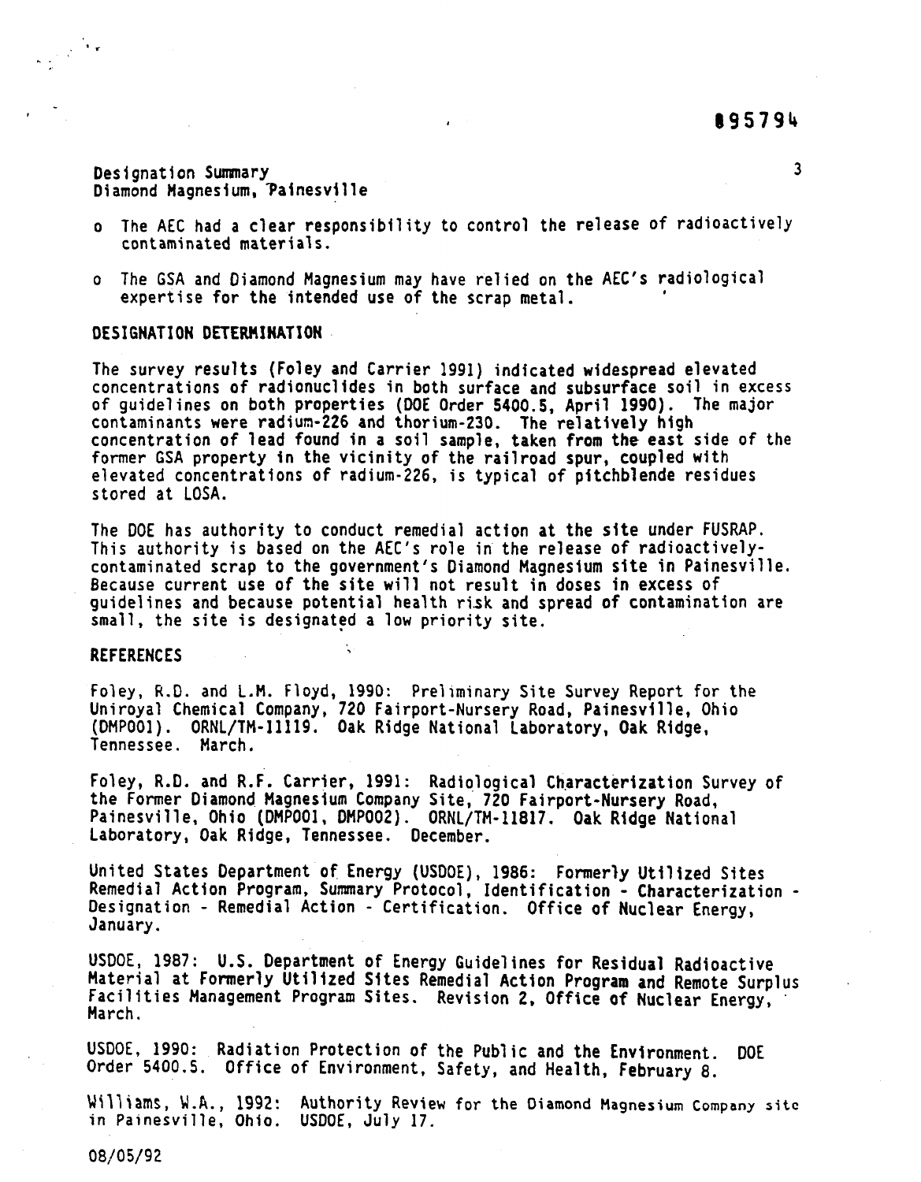- The AEC had a clear responsibility to control the release of radioactively contaminated materials.
- The GSA and Diamond Magnesium may have relied on the AEC's radiological expertise for the intended use of the scrap metal.

## DESIGNATION DETERMINATION

The survey results (Foley and Carrier 1991) indicated widespread elevated concentrations of radionuclides in both surface and subsurface soil in excess of guidelines on both properties (DOE Order 5400.5, April 1990). The major contaminants were radium-226 and thorium-230. The relatively high concentration of lead found in a soil sample, taken from the east side of the former GSA property in the vicinity of the railroad spur, coupled with elevated concentrations of radium-226, is typical of pitchblende residues stored at LOSA.

The DOE has authority to conduct remedial action at the site under FUSRAP. This authority is based on the AEC's role in the release of radioactively-contaminated scrap to the government's Diamond Magnesium site in Painesville. Because current use of the site will not result in doses in excess of guidelines and because potential health risk and spread of contamination are small, the site is designated a low priority site.

## REFERENCES

Foley, R.D. and L.M. Floyd, 1990: Preliminary Site Survey Report for the Uniroyal Chemical Company, 720 Fairport-Nursery Road, Painesville, Ohio (DMP001). ORNL/TM-11119. Oak Ridge National Laboratory, Oak Ridge, Tennessee. March.

Foley, R.D. and R.F. Carrier, 1991: Radiological Characterization Survey of the Former Diamond Magnesium Company Site, 720 Fairport-Nursery Road, Painesville, Ohio (DMP001, DMP002). ORNL/TM-11817. Oak Ridge National Laboratory, Oak Ridge, Tennessee. December.

United States Department of Energy (USDOE), 1986: Formerly Utilized Sites Remedial Action Program, Summary Protocol, Identification - Characterization - Designation - Remedial Action - Certification. Office of Nuclear Energy, January.

USDOE, 1987: U.S. Department of Energy Guidelines for Residual Radioactive Material at Formerly Utilized Sites Remedial Action Program and Remote Surplus Facilities Management Program Sites. Revision 2, Office of Nuclear Energy, March.

USDOE, 1990: Radiation Protection of the Public and the Environment. DOE Order 5400.5. Office of Environment, Safety, and Health, February 8.

Williams, W.A., 1992: Authority Review for the Diamond Magnesium Company site in Painesville, Ohio. USDOE, July 17.

08/05/92